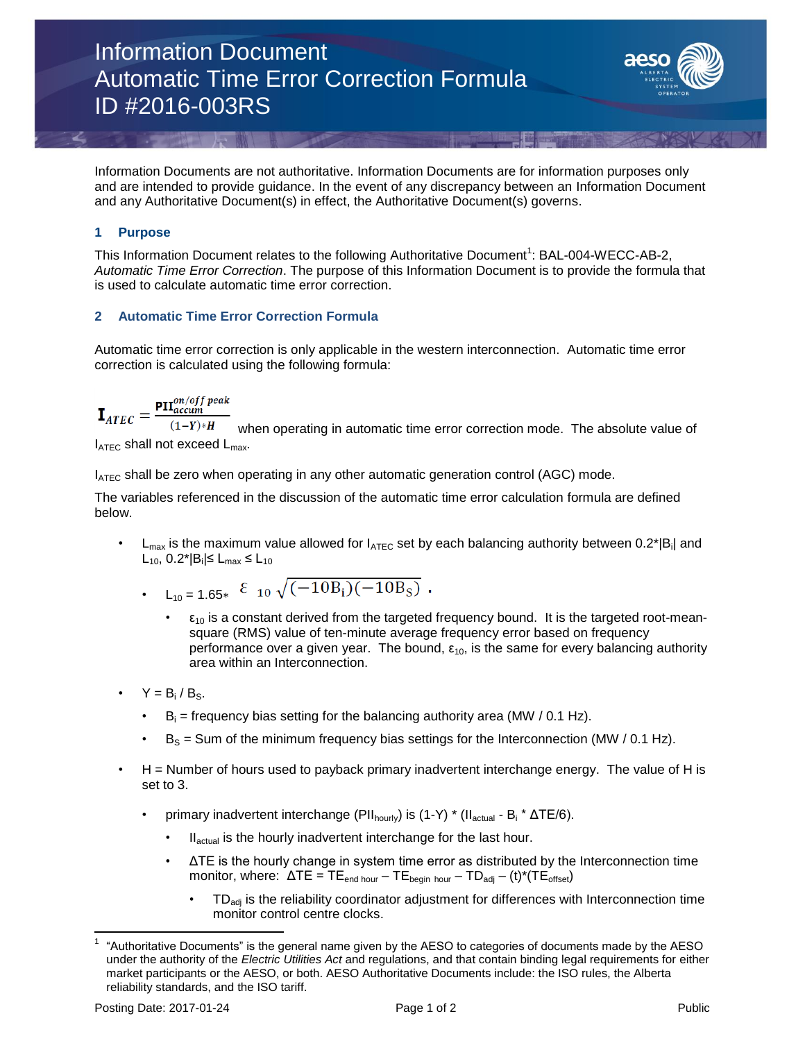# Information Document
# Automatic Time Error Correction Formula
# ID #2016-003RS

Information Documents are not authoritative. Information Documents are for information purposes only and are intended to provide guidance. In the event of any discrepancy between an Information Document and any Authoritative Document(s) in effect, the Authoritative Document(s) governs.

## 1 Purpose

This Information Document relates to the following Authoritative Document[1]: BAL-004-WECC-AB-2, *Automatic Time Error Correction*. The purpose of this Information Document is to provide the formula that is used to calculate automatic time error correction.

## 2 Automatic Time Error Correction Formula

Automatic time error correction is only applicable in the western interconnection. Automatic time error correction is calculated using the following formula:

$$\mathbf{I}_{ATEC} = \frac{\mathbf{PII}_{accum}^{on/off\ peak}}{(1-Y)*H}$$

when operating in automatic time error correction mode. The absolute value of $I_{ATEC}$ shall not exceed $L_{max}$.

$I_{ATEC}$ shall be zero when operating in any other automatic generation control (AGC) mode.

The variables referenced in the discussion of the automatic time error calculation formula are defined below.

- $L_{max}$ is the maximum value allowed for $I_{ATEC}$ set by each balancing authority between $0.2*|B_i|$ and $L_{10}$, $0.2*|B_i| \leq L_{max} \leq L_{10}$
  - $L_{10} = 1.65* \ \varepsilon_{10} \sqrt{(-10B_i)(-10B_S)}$ .
    - $\varepsilon_{10}$ is a constant derived from the targeted frequency bound. It is the targeted root-mean-square (RMS) value of ten-minute average frequency error based on frequency performance over a given year. The bound, $\varepsilon_{10}$, is the same for every balancing authority area within an Interconnection.
- $Y = B_i / B_S$.
  - $B_i$ = frequency bias setting for the balancing authority area (MW / 0.1 Hz).
  - $B_S$ = Sum of the minimum frequency bias settings for the Interconnection (MW / 0.1 Hz).
- H = Number of hours used to payback primary inadvertent interchange energy. The value of H is set to 3.
  - primary inadvertent interchange ($PII_{hourly}$) is $(1-Y) * (II_{actual} - B_i * \Delta TE/6)$.
    - $II_{actual}$ is the hourly inadvertent interchange for the last hour.
    - $\Delta TE$ is the hourly change in system time error as distributed by the Interconnection time monitor, where: $\Delta TE = TE_{end\ hour} - TE_{begin\ hour} - TD_{adj} - (t)*(TE_{offset})$
      - $TD_{adj}$ is the reliability coordinator adjustment for differences with Interconnection time monitor control centre clocks.

[1] "Authoritative Documents" is the general name given by the AESO to categories of documents made by the AESO under the authority of the *Electric Utilities Act* and regulations, and that contain binding legal requirements for either market participants or the AESO, or both. AESO Authoritative Documents include: the ISO rules, the Alberta reliability standards, and the ISO tariff.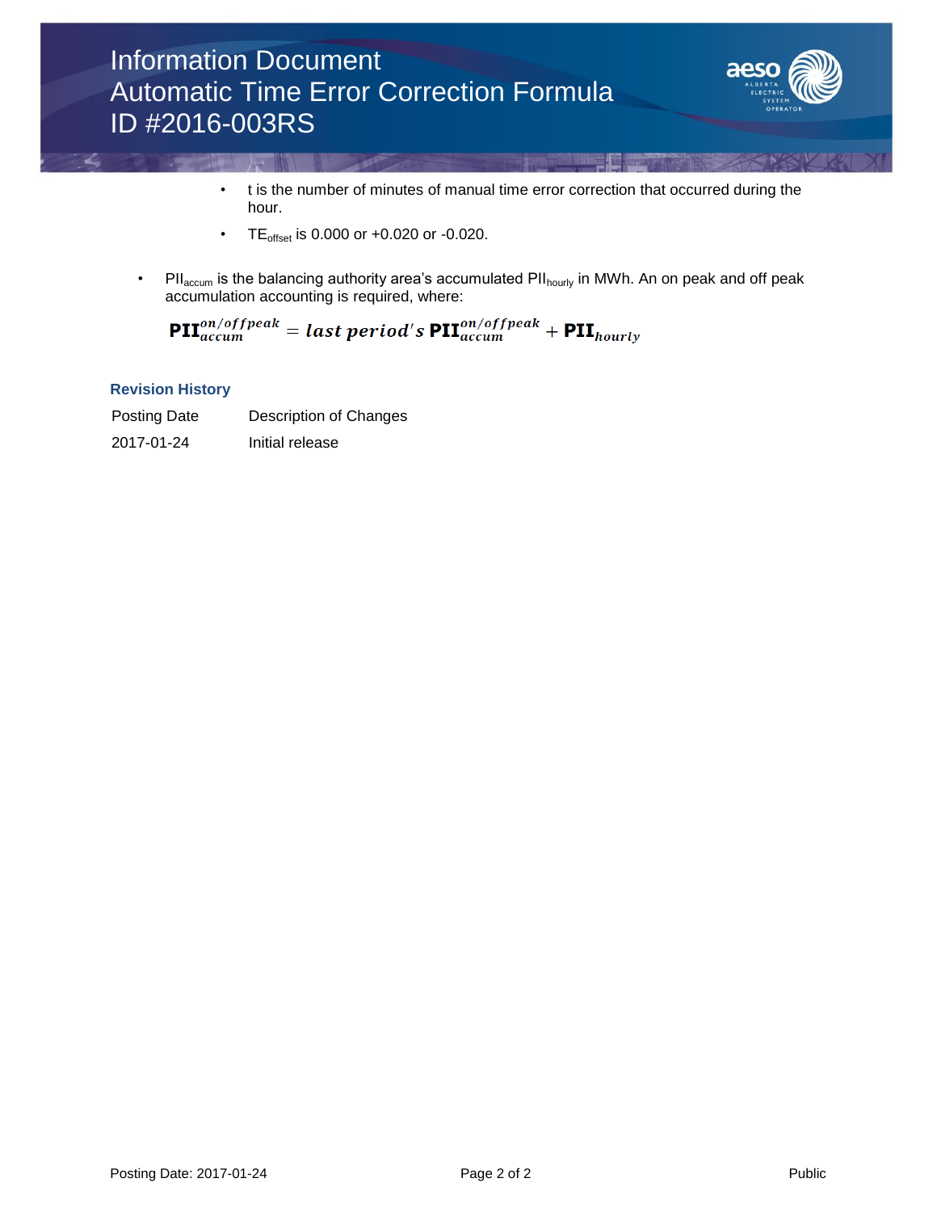- t is the number of minutes of manual time error correction that occurred during the hour.
- $TE_{offset}$ is 0.000 or +0.020 or -0.020.

- $PII_{accum}$ is the balancing authority area's accumulated $PII_{hourly}$ in MWh. An on peak and off peak accumulation accounting is required, where:

$$\mathbf{PII}_{accum}^{on/offpeak} = last\ period's\ \mathbf{PII}_{accum}^{on/offpeak} + \mathbf{PII}_{hourly}$$

## Revision History

| Posting Date | Description of Changes |
| --- | --- |
| 2017-01-24 | Initial release |